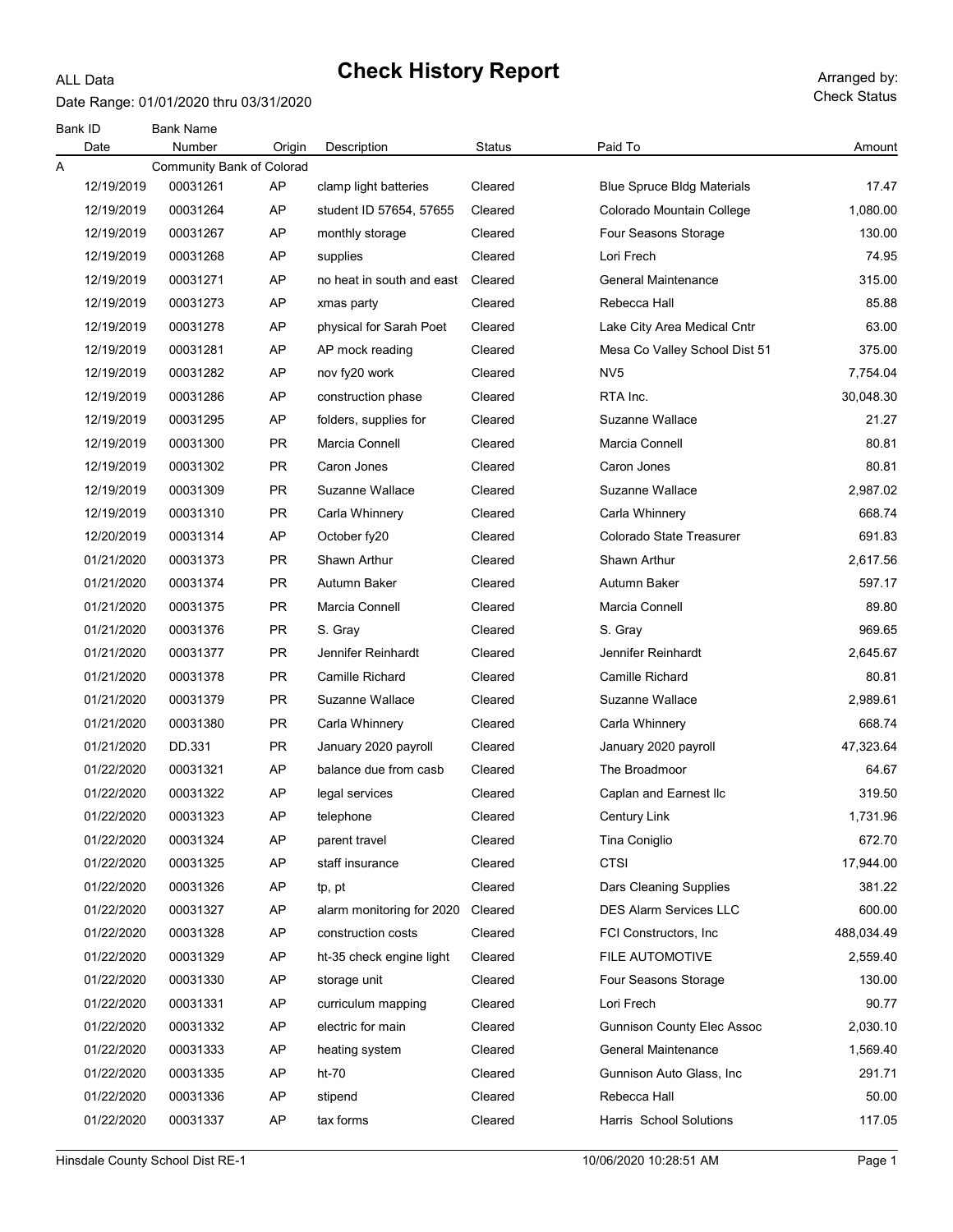# Check History Report

ALL Data

Date Range: 01/01/2020 thru 03/31/2020

Arranged by: Check Status

| Bank ID / Date | Bank Name / Number | Origin | Description | Status | Paid To | Amount |
|---|---|---|---|---|---|---|
| A | Community Bank of Colorad | | | | | |
| 12/19/2019 | 00031261 | AP | clamp light batteries | Cleared | Blue Spruce Bldg Materials | 17.47 |
| 12/19/2019 | 00031264 | AP | student ID 57654, 57655 | Cleared | Colorado Mountain College | 1,080.00 |
| 12/19/2019 | 00031267 | AP | monthly storage | Cleared | Four Seasons Storage | 130.00 |
| 12/19/2019 | 00031268 | AP | supplies | Cleared | Lori Frech | 74.95 |
| 12/19/2019 | 00031271 | AP | no heat in south and east | Cleared | General Maintenance | 315.00 |
| 12/19/2019 | 00031273 | AP | xmas party | Cleared | Rebecca Hall | 85.88 |
| 12/19/2019 | 00031278 | AP | physical for Sarah Poet | Cleared | Lake City Area Medical Cntr | 63.00 |
| 12/19/2019 | 00031281 | AP | AP mock reading | Cleared | Mesa Co Valley School Dist 51 | 375.00 |
| 12/19/2019 | 00031282 | AP | nov fy20 work | Cleared | NV5 | 7,754.04 |
| 12/19/2019 | 00031286 | AP | construction phase | Cleared | RTA Inc. | 30,048.30 |
| 12/19/2019 | 00031295 | AP | folders, supplies for | Cleared | Suzanne Wallace | 21.27 |
| 12/19/2019 | 00031300 | PR | Marcia Connell | Cleared | Marcia Connell | 80.81 |
| 12/19/2019 | 00031302 | PR | Caron Jones | Cleared | Caron Jones | 80.81 |
| 12/19/2019 | 00031309 | PR | Suzanne Wallace | Cleared | Suzanne Wallace | 2,987.02 |
| 12/19/2019 | 00031310 | PR | Carla Whinnery | Cleared | Carla Whinnery | 668.74 |
| 12/20/2019 | 00031314 | AP | October fy20 | Cleared | Colorado State Treasurer | 691.83 |
| 01/21/2020 | 00031373 | PR | Shawn Arthur | Cleared | Shawn Arthur | 2,617.56 |
| 01/21/2020 | 00031374 | PR | Autumn Baker | Cleared | Autumn Baker | 597.17 |
| 01/21/2020 | 00031375 | PR | Marcia Connell | Cleared | Marcia Connell | 89.80 |
| 01/21/2020 | 00031376 | PR | S. Gray | Cleared | S. Gray | 969.65 |
| 01/21/2020 | 00031377 | PR | Jennifer Reinhardt | Cleared | Jennifer Reinhardt | 2,645.67 |
| 01/21/2020 | 00031378 | PR | Camille Richard | Cleared | Camille Richard | 80.81 |
| 01/21/2020 | 00031379 | PR | Suzanne Wallace | Cleared | Suzanne Wallace | 2,989.61 |
| 01/21/2020 | 00031380 | PR | Carla Whinnery | Cleared | Carla Whinnery | 668.74 |
| 01/21/2020 | DD.331 | PR | January 2020 payroll | Cleared | January 2020 payroll | 47,323.64 |
| 01/22/2020 | 00031321 | AP | balance due from casb | Cleared | The Broadmoor | 64.67 |
| 01/22/2020 | 00031322 | AP | legal services | Cleared | Caplan and Earnest llc | 319.50 |
| 01/22/2020 | 00031323 | AP | telephone | Cleared | Century Link | 1,731.96 |
| 01/22/2020 | 00031324 | AP | parent travel | Cleared | Tina Coniglio | 672.70 |
| 01/22/2020 | 00031325 | AP | staff insurance | Cleared | CTSI | 17,944.00 |
| 01/22/2020 | 00031326 | AP | tp, pt | Cleared | Dars Cleaning Supplies | 381.22 |
| 01/22/2020 | 00031327 | AP | alarm monitoring for 2020 | Cleared | DES Alarm Services LLC | 600.00 |
| 01/22/2020 | 00031328 | AP | construction costs | Cleared | FCI Constructors, Inc | 488,034.49 |
| 01/22/2020 | 00031329 | AP | ht-35 check engine light | Cleared | FILE AUTOMOTIVE | 2,559.40 |
| 01/22/2020 | 00031330 | AP | storage unit | Cleared | Four Seasons Storage | 130.00 |
| 01/22/2020 | 00031331 | AP | curriculum mapping | Cleared | Lori Frech | 90.77 |
| 01/22/2020 | 00031332 | AP | electric for main | Cleared | Gunnison County Elec Assoc | 2,030.10 |
| 01/22/2020 | 00031333 | AP | heating system | Cleared | General Maintenance | 1,569.40 |
| 01/22/2020 | 00031335 | AP | ht-70 | Cleared | Gunnison Auto Glass, Inc | 291.71 |
| 01/22/2020 | 00031336 | AP | stipend | Cleared | Rebecca Hall | 50.00 |
| 01/22/2020 | 00031337 | AP | tax forms | Cleared | Harris School Solutions | 117.05 |

Hinsdale County School Dist RE-1 — 10/06/2020 10:28:51 AM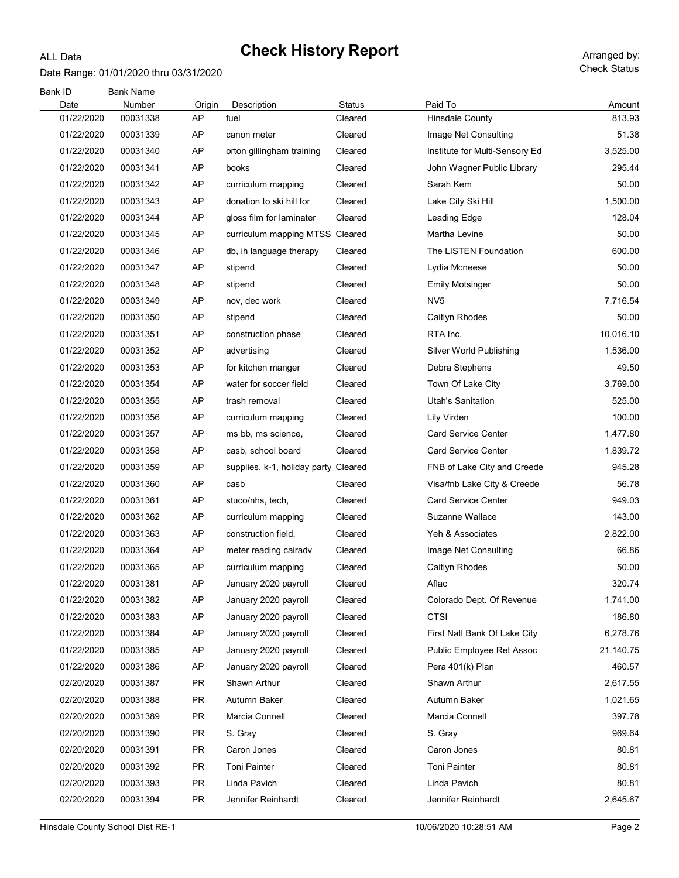# Check History Report

ALL Data

Date Range: 01/01/2020 thru 03/31/2020

Arranged by: Check Status

| Bank ID / Date | Bank Name / Number | Origin | Description | Status | Paid To | Amount |
|---|---|---|---|---|---|---|
| 01/22/2020 | 00031338 | AP | fuel | Cleared | Hinsdale County | 813.93 |
| 01/22/2020 | 00031339 | AP | canon meter | Cleared | Image Net Consulting | 51.38 |
| 01/22/2020 | 00031340 | AP | orton gillingham training | Cleared | Institute for Multi-Sensory Ed | 3,525.00 |
| 01/22/2020 | 00031341 | AP | books | Cleared | John Wagner Public Library | 295.44 |
| 01/22/2020 | 00031342 | AP | curriculum mapping | Cleared | Sarah Kem | 50.00 |
| 01/22/2020 | 00031343 | AP | donation to ski hill for | Cleared | Lake City Ski Hill | 1,500.00 |
| 01/22/2020 | 00031344 | AP | gloss film for laminater | Cleared | Leading Edge | 128.04 |
| 01/22/2020 | 00031345 | AP | curriculum mapping MTSS | Cleared | Martha Levine | 50.00 |
| 01/22/2020 | 00031346 | AP | db, ih language therapy | Cleared | The LISTEN Foundation | 600.00 |
| 01/22/2020 | 00031347 | AP | stipend | Cleared | Lydia Mcneese | 50.00 |
| 01/22/2020 | 00031348 | AP | stipend | Cleared | Emily Motsinger | 50.00 |
| 01/22/2020 | 00031349 | AP | nov, dec work | Cleared | NV5 | 7,716.54 |
| 01/22/2020 | 00031350 | AP | stipend | Cleared | Caitlyn Rhodes | 50.00 |
| 01/22/2020 | 00031351 | AP | construction phase | Cleared | RTA Inc. | 10,016.10 |
| 01/22/2020 | 00031352 | AP | advertising | Cleared | Silver World Publishing | 1,536.00 |
| 01/22/2020 | 00031353 | AP | for kitchen manger | Cleared | Debra Stephens | 49.50 |
| 01/22/2020 | 00031354 | AP | water for soccer field | Cleared | Town Of Lake City | 3,769.00 |
| 01/22/2020 | 00031355 | AP | trash removal | Cleared | Utah's Sanitation | 525.00 |
| 01/22/2020 | 00031356 | AP | curriculum mapping | Cleared | Lily Virden | 100.00 |
| 01/22/2020 | 00031357 | AP | ms bb, ms science, | Cleared | Card Service Center | 1,477.80 |
| 01/22/2020 | 00031358 | AP | casb, school board | Cleared | Card Service Center | 1,839.72 |
| 01/22/2020 | 00031359 | AP | supplies, k-1, holiday party | Cleared | FNB of Lake City and Creede | 945.28 |
| 01/22/2020 | 00031360 | AP | casb | Cleared | Visa/fnb Lake City & Creede | 56.78 |
| 01/22/2020 | 00031361 | AP | stuco/nhs, tech, | Cleared | Card Service Center | 949.03 |
| 01/22/2020 | 00031362 | AP | curriculum mapping | Cleared | Suzanne Wallace | 143.00 |
| 01/22/2020 | 00031363 | AP | construction field, | Cleared | Yeh & Associates | 2,822.00 |
| 01/22/2020 | 00031364 | AP | meter reading cairadv | Cleared | Image Net Consulting | 66.86 |
| 01/22/2020 | 00031365 | AP | curriculum mapping | Cleared | Caitlyn Rhodes | 50.00 |
| 01/22/2020 | 00031381 | AP | January 2020 payroll | Cleared | Aflac | 320.74 |
| 01/22/2020 | 00031382 | AP | January 2020 payroll | Cleared | Colorado Dept. Of Revenue | 1,741.00 |
| 01/22/2020 | 00031383 | AP | January 2020 payroll | Cleared | CTSI | 186.80 |
| 01/22/2020 | 00031384 | AP | January 2020 payroll | Cleared | First Natl Bank Of Lake City | 6,278.76 |
| 01/22/2020 | 00031385 | AP | January 2020 payroll | Cleared | Public Employee Ret Assoc | 21,140.75 |
| 01/22/2020 | 00031386 | AP | January 2020 payroll | Cleared | Pera 401(k) Plan | 460.57 |
| 02/20/2020 | 00031387 | PR | Shawn Arthur | Cleared | Shawn Arthur | 2,617.55 |
| 02/20/2020 | 00031388 | PR | Autumn Baker | Cleared | Autumn Baker | 1,021.65 |
| 02/20/2020 | 00031389 | PR | Marcia Connell | Cleared | Marcia Connell | 397.78 |
| 02/20/2020 | 00031390 | PR | S. Gray | Cleared | S. Gray | 969.64 |
| 02/20/2020 | 00031391 | PR | Caron Jones | Cleared | Caron Jones | 80.81 |
| 02/20/2020 | 00031392 | PR | Toni Painter | Cleared | Toni Painter | 80.81 |
| 02/20/2020 | 00031393 | PR | Linda Pavich | Cleared | Linda Pavich | 80.81 |
| 02/20/2020 | 00031394 | PR | Jennifer Reinhardt | Cleared | Jennifer Reinhardt | 2,645.67 |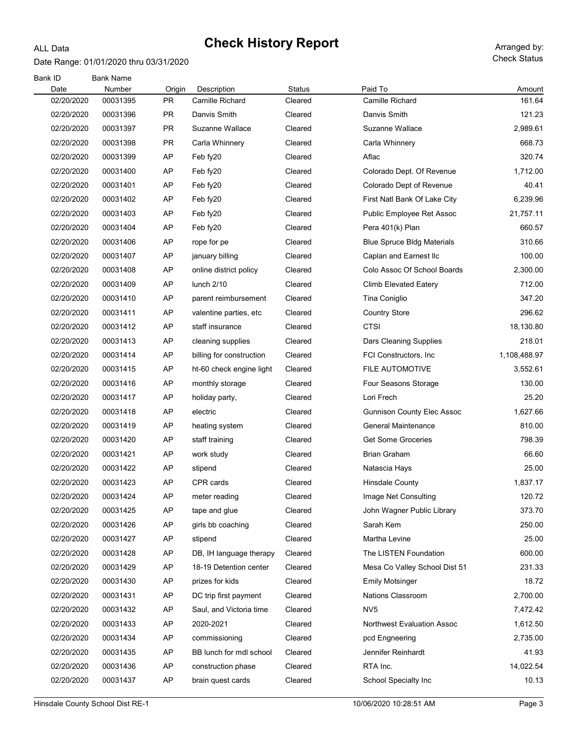ALL Data

# Check History Report

Date Range: 01/01/2020 thru 03/31/2020

Arranged by: Check Status

| Bank ID Date | Bank Name Number | Origin | Description | Status | Paid To | Amount |
|---|---|---|---|---|---|---|
| 02/20/2020 | 00031395 | PR | Camille Richard | Cleared | Camille Richard | 161.64 |
| 02/20/2020 | 00031396 | PR | Danvis Smith | Cleared | Danvis Smith | 121.23 |
| 02/20/2020 | 00031397 | PR | Suzanne Wallace | Cleared | Suzanne Wallace | 2,989.61 |
| 02/20/2020 | 00031398 | PR | Carla Whinnery | Cleared | Carla Whinnery | 668.73 |
| 02/20/2020 | 00031399 | AP | Feb fy20 | Cleared | Aflac | 320.74 |
| 02/20/2020 | 00031400 | AP | Feb fy20 | Cleared | Colorado Dept. Of Revenue | 1,712.00 |
| 02/20/2020 | 00031401 | AP | Feb fy20 | Cleared | Colorado Dept of Revenue | 40.41 |
| 02/20/2020 | 00031402 | AP | Feb fy20 | Cleared | First Natl Bank Of Lake City | 6,239.96 |
| 02/20/2020 | 00031403 | AP | Feb fy20 | Cleared | Public Employee Ret Assoc | 21,757.11 |
| 02/20/2020 | 00031404 | AP | Feb fy20 | Cleared | Pera 401(k) Plan | 660.57 |
| 02/20/2020 | 00031406 | AP | rope for pe | Cleared | Blue Spruce Bldg Materials | 310.66 |
| 02/20/2020 | 00031407 | AP | january billing | Cleared | Caplan and Earnest llc | 100.00 |
| 02/20/2020 | 00031408 | AP | online district policy | Cleared | Colo Assoc Of School Boards | 2,300.00 |
| 02/20/2020 | 00031409 | AP | lunch 2/10 | Cleared | Climb Elevated Eatery | 712.00 |
| 02/20/2020 | 00031410 | AP | parent reimbursement | Cleared | Tina Coniglio | 347.20 |
| 02/20/2020 | 00031411 | AP | valentine parties, etc | Cleared | Country Store | 296.62 |
| 02/20/2020 | 00031412 | AP | staff insurance | Cleared | CTSI | 18,130.80 |
| 02/20/2020 | 00031413 | AP | cleaning supplies | Cleared | Dars Cleaning Supplies | 218.01 |
| 02/20/2020 | 00031414 | AP | billing for construction | Cleared | FCI Constructors, Inc | 1,108,488.97 |
| 02/20/2020 | 00031415 | AP | ht-60 check engine light | Cleared | FILE AUTOMOTIVE | 3,552.61 |
| 02/20/2020 | 00031416 | AP | monthly storage | Cleared | Four Seasons Storage | 130.00 |
| 02/20/2020 | 00031417 | AP | holiday party, | Cleared | Lori Frech | 25.20 |
| 02/20/2020 | 00031418 | AP | electric | Cleared | Gunnison County Elec Assoc | 1,627.66 |
| 02/20/2020 | 00031419 | AP | heating system | Cleared | General Maintenance | 810.00 |
| 02/20/2020 | 00031420 | AP | staff training | Cleared | Get Some Groceries | 798.39 |
| 02/20/2020 | 00031421 | AP | work study | Cleared | Brian Graham | 66.60 |
| 02/20/2020 | 00031422 | AP | stipend | Cleared | Natascia Hays | 25.00 |
| 02/20/2020 | 00031423 | AP | CPR cards | Cleared | Hinsdale County | 1,837.17 |
| 02/20/2020 | 00031424 | AP | meter reading | Cleared | Image Net Consulting | 120.72 |
| 02/20/2020 | 00031425 | AP | tape and glue | Cleared | John Wagner Public Library | 373.70 |
| 02/20/2020 | 00031426 | AP | girls bb coaching | Cleared | Sarah Kem | 250.00 |
| 02/20/2020 | 00031427 | AP | stipend | Cleared | Martha Levine | 25.00 |
| 02/20/2020 | 00031428 | AP | DB, IH language therapy | Cleared | The LISTEN Foundation | 600.00 |
| 02/20/2020 | 00031429 | AP | 18-19 Detention center | Cleared | Mesa Co Valley School Dist 51 | 231.33 |
| 02/20/2020 | 00031430 | AP | prizes for kids | Cleared | Emily Motsinger | 18.72 |
| 02/20/2020 | 00031431 | AP | DC trip first payment | Cleared | Nations Classroom | 2,700.00 |
| 02/20/2020 | 00031432 | AP | Saul, and Victoria time | Cleared | NV5 | 7,472.42 |
| 02/20/2020 | 00031433 | AP | 2020-2021 | Cleared | Northwest Evaluation Assoc | 1,612.50 |
| 02/20/2020 | 00031434 | AP | commissioning | Cleared | pcd Engneering | 2,735.00 |
| 02/20/2020 | 00031435 | AP | BB lunch for mdl school | Cleared | Jennifer Reinhardt | 41.93 |
| 02/20/2020 | 00031436 | AP | construction phase | Cleared | RTA Inc. | 14,022.54 |
| 02/20/2020 | 00031437 | AP | brain quest cards | Cleared | School Specialty Inc | 10.13 |

Hinsdale County School Dist RE-1 — 10/06/2020 10:28:51 AM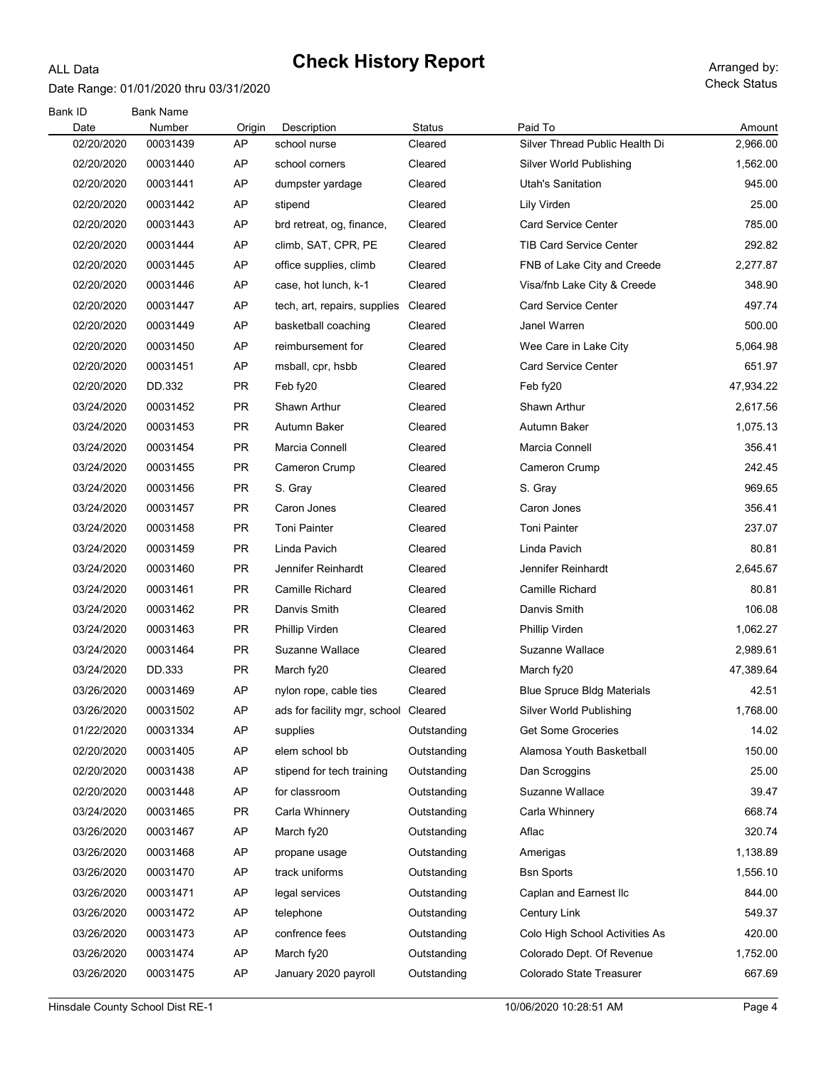# Check History Report

ALL Data

Date Range: 01/01/2020 thru 03/31/2020

Arranged by: Check Status

| Bank ID / Date | Bank Name / Number | Origin | Description | Status | Paid To | Amount |
|---|---|---|---|---|---|---|
| 02/20/2020 | 00031439 | AP | school nurse | Cleared | Silver Thread Public Health Di | 2,966.00 |
| 02/20/2020 | 00031440 | AP | school corners | Cleared | Silver World Publishing | 1,562.00 |
| 02/20/2020 | 00031441 | AP | dumpster yardage | Cleared | Utah's Sanitation | 945.00 |
| 02/20/2020 | 00031442 | AP | stipend | Cleared | Lily Virden | 25.00 |
| 02/20/2020 | 00031443 | AP | brd retreat, og, finance, | Cleared | Card Service Center | 785.00 |
| 02/20/2020 | 00031444 | AP | climb, SAT, CPR, PE | Cleared | TIB Card Service Center | 292.82 |
| 02/20/2020 | 00031445 | AP | office supplies, climb | Cleared | FNB of Lake City and Creede | 2,277.87 |
| 02/20/2020 | 00031446 | AP | case, hot lunch, k-1 | Cleared | Visa/fnb Lake City & Creede | 348.90 |
| 02/20/2020 | 00031447 | AP | tech, art, repairs, supplies | Cleared | Card Service Center | 497.74 |
| 02/20/2020 | 00031449 | AP | basketball coaching | Cleared | Janel Warren | 500.00 |
| 02/20/2020 | 00031450 | AP | reimbursement for | Cleared | Wee Care in Lake City | 5,064.98 |
| 02/20/2020 | 00031451 | AP | msball, cpr, hsbb | Cleared | Card Service Center | 651.97 |
| 02/20/2020 | DD.332 | PR | Feb fy20 | Cleared | Feb fy20 | 47,934.22 |
| 03/24/2020 | 00031452 | PR | Shawn Arthur | Cleared | Shawn Arthur | 2,617.56 |
| 03/24/2020 | 00031453 | PR | Autumn Baker | Cleared | Autumn Baker | 1,075.13 |
| 03/24/2020 | 00031454 | PR | Marcia Connell | Cleared | Marcia Connell | 356.41 |
| 03/24/2020 | 00031455 | PR | Cameron Crump | Cleared | Cameron Crump | 242.45 |
| 03/24/2020 | 00031456 | PR | S. Gray | Cleared | S. Gray | 969.65 |
| 03/24/2020 | 00031457 | PR | Caron Jones | Cleared | Caron Jones | 356.41 |
| 03/24/2020 | 00031458 | PR | Toni Painter | Cleared | Toni Painter | 237.07 |
| 03/24/2020 | 00031459 | PR | Linda Pavich | Cleared | Linda Pavich | 80.81 |
| 03/24/2020 | 00031460 | PR | Jennifer Reinhardt | Cleared | Jennifer Reinhardt | 2,645.67 |
| 03/24/2020 | 00031461 | PR | Camille Richard | Cleared | Camille Richard | 80.81 |
| 03/24/2020 | 00031462 | PR | Danvis Smith | Cleared | Danvis Smith | 106.08 |
| 03/24/2020 | 00031463 | PR | Phillip Virden | Cleared | Phillip Virden | 1,062.27 |
| 03/24/2020 | 00031464 | PR | Suzanne Wallace | Cleared | Suzanne Wallace | 2,989.61 |
| 03/24/2020 | DD.333 | PR | March fy20 | Cleared | March fy20 | 47,389.64 |
| 03/26/2020 | 00031469 | AP | nylon rope, cable ties | Cleared | Blue Spruce Bldg Materials | 42.51 |
| 03/26/2020 | 00031502 | AP | ads for facility mgr, school | Cleared | Silver World Publishing | 1,768.00 |
| 01/22/2020 | 00031334 | AP | supplies | Outstanding | Get Some Groceries | 14.02 |
| 02/20/2020 | 00031405 | AP | elem school bb | Outstanding | Alamosa Youth Basketball | 150.00 |
| 02/20/2020 | 00031438 | AP | stipend for tech training | Outstanding | Dan Scroggins | 25.00 |
| 02/20/2020 | 00031448 | AP | for classroom | Outstanding | Suzanne Wallace | 39.47 |
| 03/24/2020 | 00031465 | PR | Carla Whinnery | Outstanding | Carla Whinnery | 668.74 |
| 03/26/2020 | 00031467 | AP | March fy20 | Outstanding | Aflac | 320.74 |
| 03/26/2020 | 00031468 | AP | propane usage | Outstanding | Amerigas | 1,138.89 |
| 03/26/2020 | 00031470 | AP | track uniforms | Outstanding | Bsn Sports | 1,556.10 |
| 03/26/2020 | 00031471 | AP | legal services | Outstanding | Caplan and Earnest llc | 844.00 |
| 03/26/2020 | 00031472 | AP | telephone | Outstanding | Century Link | 549.37 |
| 03/26/2020 | 00031473 | AP | confrence fees | Outstanding | Colo High School Activities As | 420.00 |
| 03/26/2020 | 00031474 | AP | March fy20 | Outstanding | Colorado Dept. Of Revenue | 1,752.00 |
| 03/26/2020 | 00031475 | AP | January 2020 payroll | Outstanding | Colorado State Treasurer | 667.69 |

Hinsdale County School Dist RE-1 — 10/06/2020 10:28:51 AM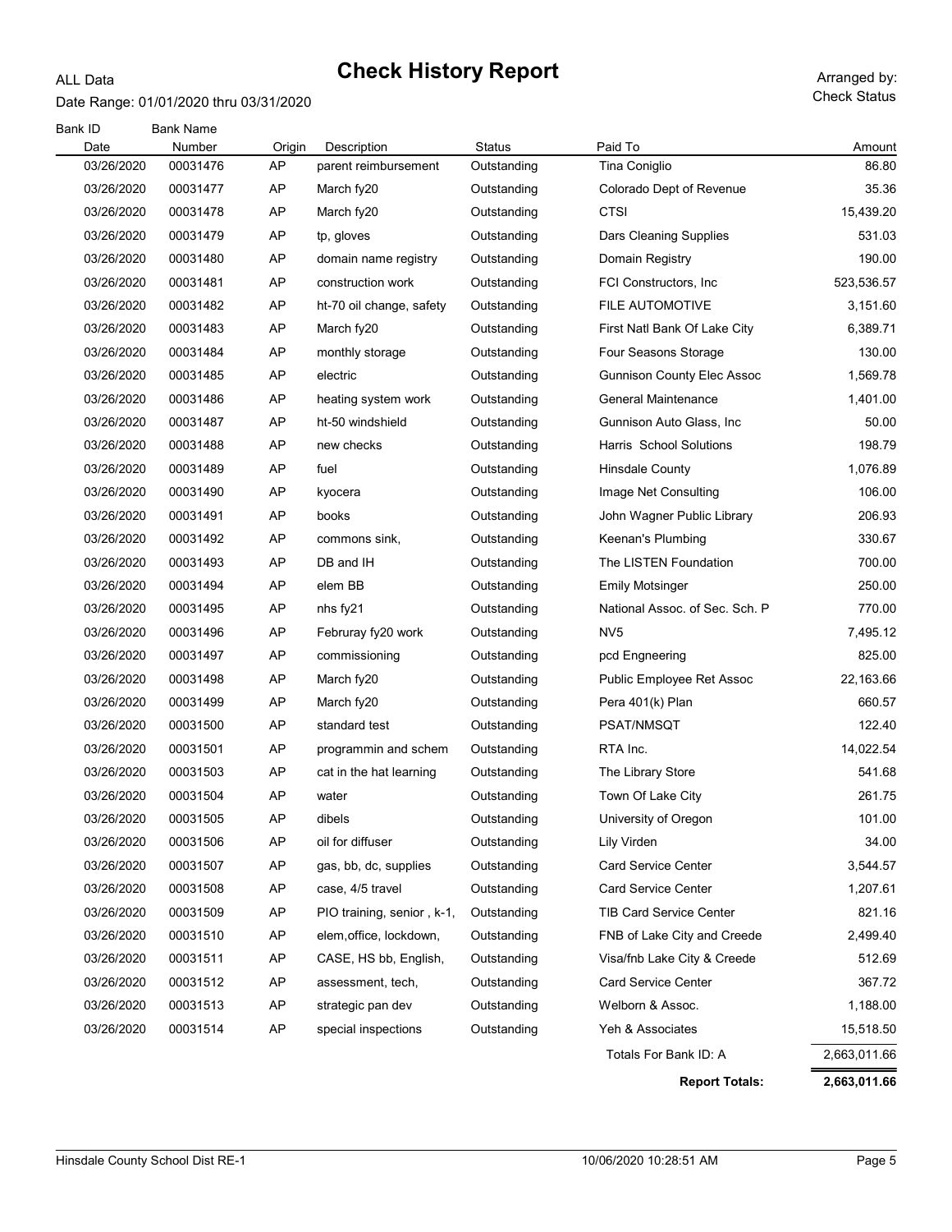ALL Data

# Check History Report

Date Range: 01/01/2020 thru 03/31/2020

Arranged by: Check Status

| Bank ID / Date | Bank Name / Number | Origin | Description | Status | Paid To | Amount |
|---|---|---|---|---|---|---|
| 03/26/2020 | 00031476 | AP | parent reimbursement | Outstanding | Tina Coniglio | 86.80 |
| 03/26/2020 | 00031477 | AP | March fy20 | Outstanding | Colorado Dept of Revenue | 35.36 |
| 03/26/2020 | 00031478 | AP | March fy20 | Outstanding | CTSI | 15,439.20 |
| 03/26/2020 | 00031479 | AP | tp, gloves | Outstanding | Dars Cleaning Supplies | 531.03 |
| 03/26/2020 | 00031480 | AP | domain name registry | Outstanding | Domain Registry | 190.00 |
| 03/26/2020 | 00031481 | AP | construction work | Outstanding | FCI Constructors, Inc | 523,536.57 |
| 03/26/2020 | 00031482 | AP | ht-70 oil change, safety | Outstanding | FILE AUTOMOTIVE | 3,151.60 |
| 03/26/2020 | 00031483 | AP | March fy20 | Outstanding | First Natl Bank Of Lake City | 6,389.71 |
| 03/26/2020 | 00031484 | AP | monthly storage | Outstanding | Four Seasons Storage | 130.00 |
| 03/26/2020 | 00031485 | AP | electric | Outstanding | Gunnison County Elec Assoc | 1,569.78 |
| 03/26/2020 | 00031486 | AP | heating system work | Outstanding | General Maintenance | 1,401.00 |
| 03/26/2020 | 00031487 | AP | ht-50 windshield | Outstanding | Gunnison Auto Glass, Inc | 50.00 |
| 03/26/2020 | 00031488 | AP | new checks | Outstanding | Harris School Solutions | 198.79 |
| 03/26/2020 | 00031489 | AP | fuel | Outstanding | Hinsdale County | 1,076.89 |
| 03/26/2020 | 00031490 | AP | kyocera | Outstanding | Image Net Consulting | 106.00 |
| 03/26/2020 | 00031491 | AP | books | Outstanding | John Wagner Public Library | 206.93 |
| 03/26/2020 | 00031492 | AP | commons sink, | Outstanding | Keenan's Plumbing | 330.67 |
| 03/26/2020 | 00031493 | AP | DB and IH | Outstanding | The LISTEN Foundation | 700.00 |
| 03/26/2020 | 00031494 | AP | elem BB | Outstanding | Emily Motsinger | 250.00 |
| 03/26/2020 | 00031495 | AP | nhs fy21 | Outstanding | National Assoc. of Sec. Sch. P | 770.00 |
| 03/26/2020 | 00031496 | AP | Februray fy20 work | Outstanding | NV5 | 7,495.12 |
| 03/26/2020 | 00031497 | AP | commissioning | Outstanding | pcd Engneering | 825.00 |
| 03/26/2020 | 00031498 | AP | March fy20 | Outstanding | Public Employee Ret Assoc | 22,163.66 |
| 03/26/2020 | 00031499 | AP | March fy20 | Outstanding | Pera 401(k) Plan | 660.57 |
| 03/26/2020 | 00031500 | AP | standard test | Outstanding | PSAT/NMSQT | 122.40 |
| 03/26/2020 | 00031501 | AP | programmin and schem | Outstanding | RTA Inc. | 14,022.54 |
| 03/26/2020 | 00031503 | AP | cat in the hat learning | Outstanding | The Library Store | 541.68 |
| 03/26/2020 | 00031504 | AP | water | Outstanding | Town Of Lake City | 261.75 |
| 03/26/2020 | 00031505 | AP | dibels | Outstanding | University of Oregon | 101.00 |
| 03/26/2020 | 00031506 | AP | oil for diffuser | Outstanding | Lily Virden | 34.00 |
| 03/26/2020 | 00031507 | AP | gas, bb, dc, supplies | Outstanding | Card Service Center | 3,544.57 |
| 03/26/2020 | 00031508 | AP | case, 4/5 travel | Outstanding | Card Service Center | 1,207.61 |
| 03/26/2020 | 00031509 | AP | PIO training, senior , k-1, | Outstanding | TIB Card Service Center | 821.16 |
| 03/26/2020 | 00031510 | AP | elem,office, lockdown, | Outstanding | FNB of Lake City and Creede | 2,499.40 |
| 03/26/2020 | 00031511 | AP | CASE, HS bb, English, | Outstanding | Visa/fnb Lake City & Creede | 512.69 |
| 03/26/2020 | 00031512 | AP | assessment, tech, | Outstanding | Card Service Center | 367.72 |
| 03/26/2020 | 00031513 | AP | strategic pan dev | Outstanding | Welborn & Assoc. | 1,188.00 |
| 03/26/2020 | 00031514 | AP | special inspections | Outstanding | Yeh & Associates | 15,518.50 |
| | | | | | Totals For Bank ID: A | 2,663,011.66 |
| | | | | | **Report Totals:** | **2,663,011.66** |

Hinsdale County School Dist RE-1 — 10/06/2020 10:28:51 AM